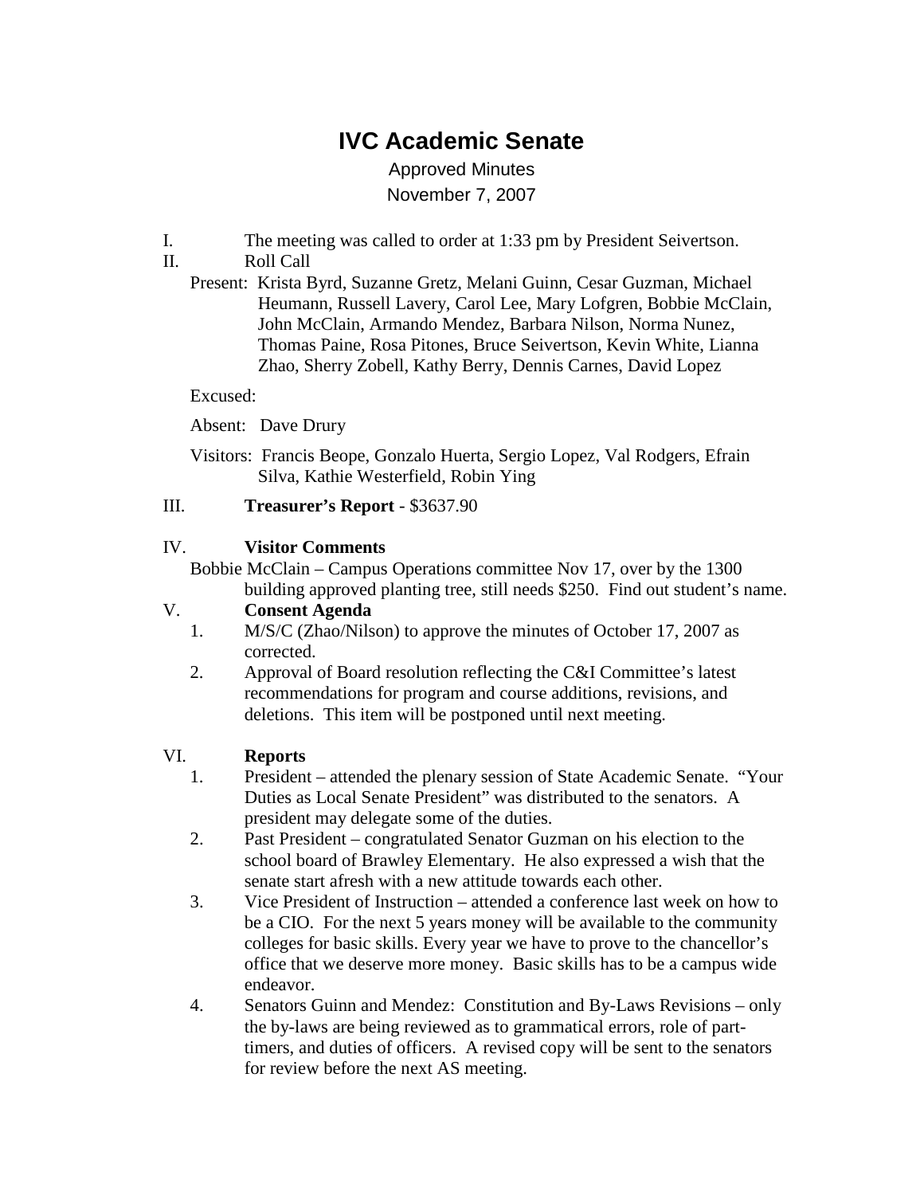# IVC Academic Senate

Approved Minutes

November 7, 2007

I. The meeting was called to order at 1:33 pm by President Seivertson.

II. Roll Call

Present: Krista Byrd, Suzanne Gretz, Melani Guinn, Cesar Guzman, Michael Heumann, Russell Lavery, Carol Lee, Mary Lofgren, Bobbie McClain, John McClain, Armando Mendez, Barbara Nilson, Norma Nunez, Thomas Paine, Rosa Pitones, Bruce Seivertson, Kevin White, Lianna Zhao, Sherry Zobell, Kathy Berry, Dennis Carnes, David Lopez

Excused:

Absent: Dave Drury

Visitors: Francis Beope, Gonzalo Huerta, Sergio Lopez, Val Rodgers, Efrain Silva, Kathie Westerfield, Robin Ying

III. **Treasurer's Report** - $3637.90

IV. **Visitor Comments**

Bobbie McClain – Campus Operations committee Nov 17, over by the 1300 building approved planting tree, still needs $250. Find out student's name.

V. **Consent Agenda**

1. M/S/C (Zhao/Nilson) to approve the minutes of October 17, 2007 as corrected.
2. Approval of Board resolution reflecting the C&I Committee's latest recommendations for program and course additions, revisions, and deletions. This item will be postponed until next meeting.

VI. **Reports**

1. President – attended the plenary session of State Academic Senate. "Your Duties as Local Senate President" was distributed to the senators. A president may delegate some of the duties.
2. Past President – congratulated Senator Guzman on his election to the school board of Brawley Elementary. He also expressed a wish that the senate start afresh with a new attitude towards each other.
3. Vice President of Instruction – attended a conference last week on how to be a CIO. For the next 5 years money will be available to the community colleges for basic skills. Every year we have to prove to the chancellor's office that we deserve more money. Basic skills has to be a campus wide endeavor.
4. Senators Guinn and Mendez: Constitution and By-Laws Revisions – only the by-laws are being reviewed as to grammatical errors, role of part-timers, and duties of officers. A revised copy will be sent to the senators for review before the next AS meeting.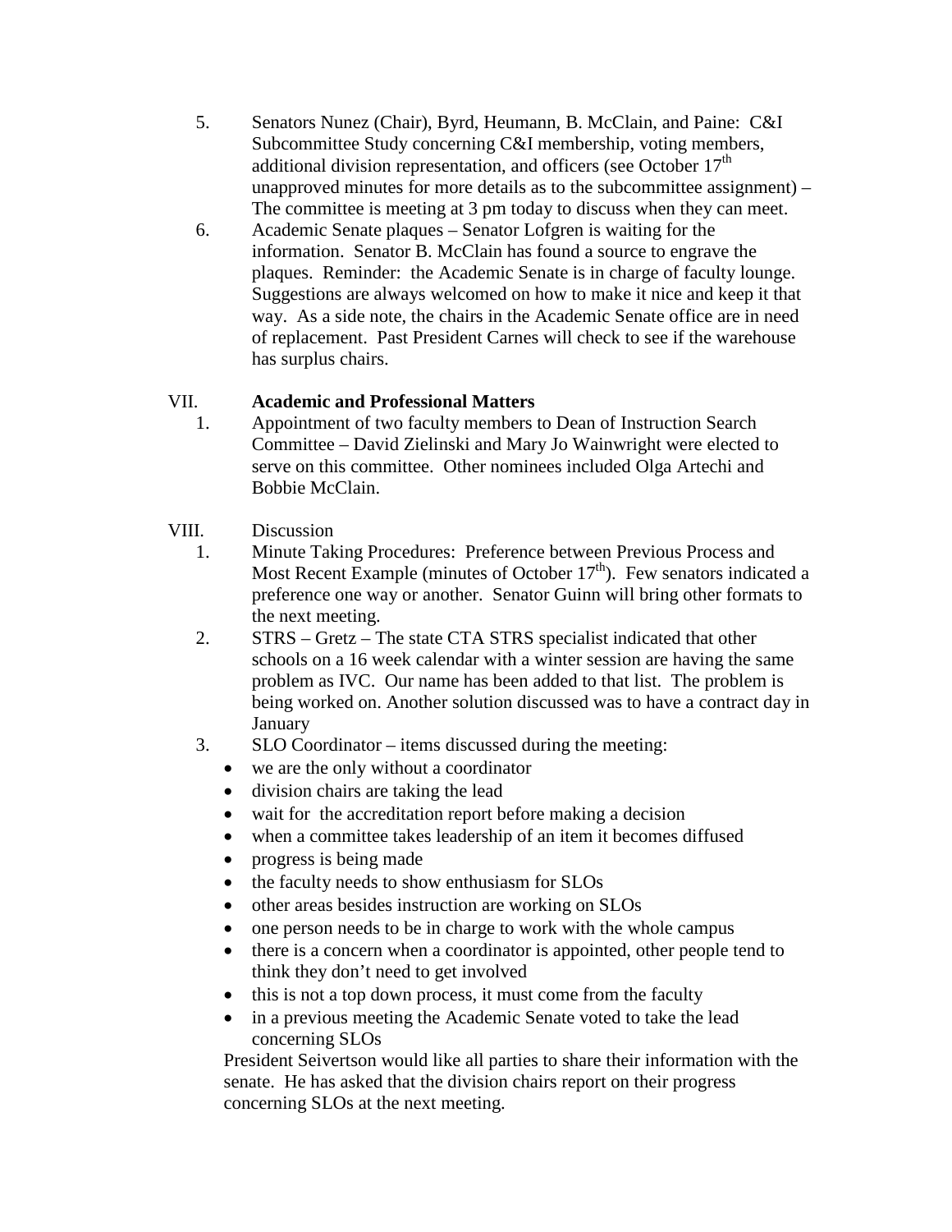5. Senators Nunez (Chair), Byrd, Heumann, B. McClain, and Paine: C&I Subcommittee Study concerning C&I membership, voting members, additional division representation, and officers (see October 17th unapproved minutes for more details as to the subcommittee assignment) – The committee is meeting at 3 pm today to discuss when they can meet.
6. Academic Senate plaques – Senator Lofgren is waiting for the information. Senator B. McClain has found a source to engrave the plaques. Reminder: the Academic Senate is in charge of faculty lounge. Suggestions are always welcomed on how to make it nice and keep it that way. As a side note, the chairs in the Academic Senate office are in need of replacement. Past President Carnes will check to see if the warehouse has surplus chairs.

VII. **Academic and Professional Matters**

1. Appointment of two faculty members to Dean of Instruction Search Committee – David Zielinski and Mary Jo Wainwright were elected to serve on this committee. Other nominees included Olga Artechi and Bobbie McClain.

VIII. Discussion

1. Minute Taking Procedures: Preference between Previous Process and Most Recent Example (minutes of October 17th). Few senators indicated a preference one way or another. Senator Guinn will bring other formats to the next meeting.
2. STRS – Gretz – The state CTA STRS specialist indicated that other schools on a 16 week calendar with a winter session are having the same problem as IVC. Our name has been added to that list. The problem is being worked on. Another solution discussed was to have a contract day in January
3. SLO Coordinator – items discussed during the meeting:
   - we are the only without a coordinator
   - division chairs are taking the lead
   - wait for the accreditation report before making a decision
   - when a committee takes leadership of an item it becomes diffused
   - progress is being made
   - the faculty needs to show enthusiasm for SLOs
   - other areas besides instruction are working on SLOs
   - one person needs to be in charge to work with the whole campus
   - there is a concern when a coordinator is appointed, other people tend to think they don't need to get involved
   - this is not a top down process, it must come from the faculty
   - in a previous meeting the Academic Senate voted to take the lead concerning SLOs

   President Seivertson would like all parties to share their information with the senate. He has asked that the division chairs report on their progress concerning SLOs at the next meeting.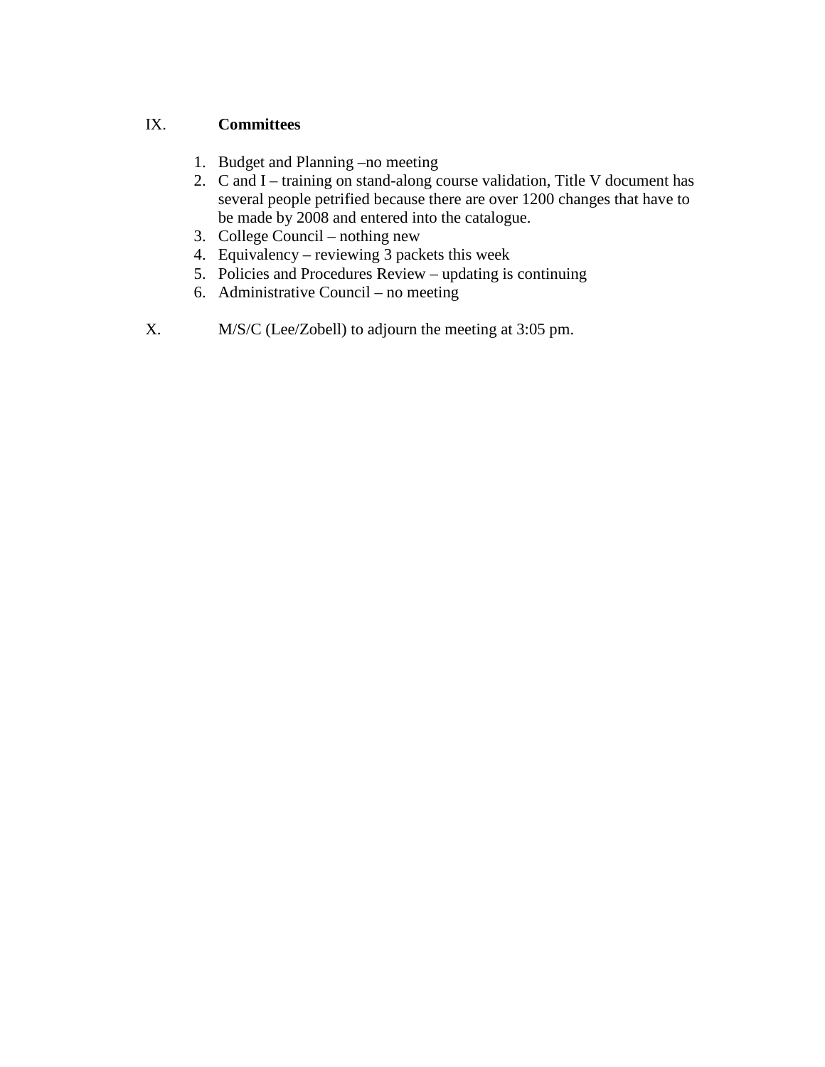IX. **Committees**

1. Budget and Planning –no meeting
2. C and I – training on stand-along course validation, Title V document has several people petrified because there are over 1200 changes that have to be made by 2008 and entered into the catalogue.
3. College Council – nothing new
4. Equivalency – reviewing 3 packets this week
5. Policies and Procedures Review – updating is continuing
6. Administrative Council – no meeting

X. M/S/C (Lee/Zobell) to adjourn the meeting at 3:05 pm.